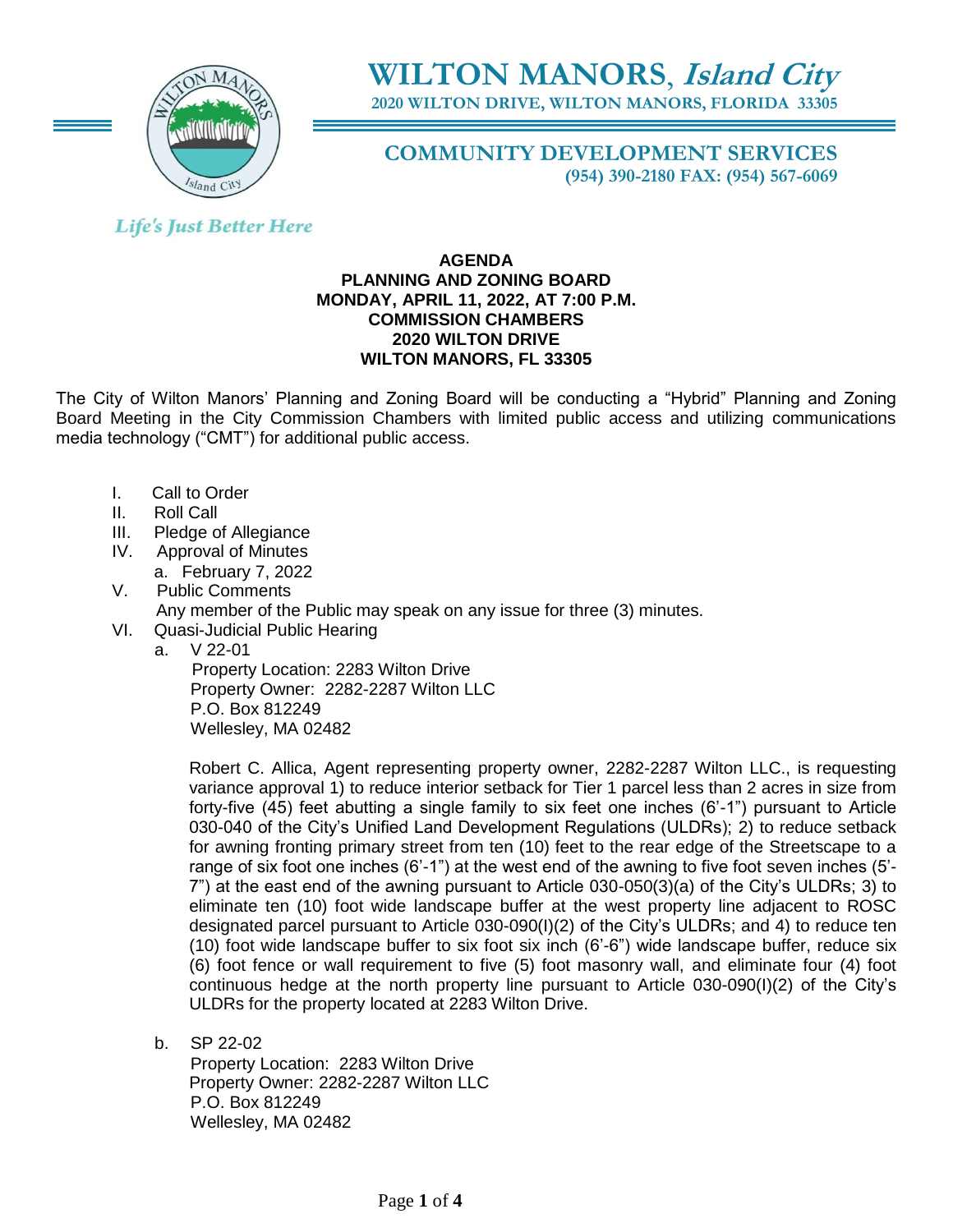# WILTON MANORS, *Island City*

**2020 WILTON DRIVE, WILTON MANORS, FLORIDA 33305**

## COMMUNITY DEVELOPMENT SERVICES

**(954) 390-2180 FAX: (954) 567-6069**

*Life's Just Better Here*

**AGENDA**
**PLANNING AND ZONING BOARD**
**MONDAY, APRIL 11, 2022, AT 7:00 P.M.**
**COMMISSION CHAMBERS**
**2020 WILTON DRIVE**
**WILTON MANORS, FL 33305**

The City of Wilton Manors' Planning and Zoning Board will be conducting a "Hybrid" Planning and Zoning Board Meeting in the City Commission Chambers with limited public access and utilizing communications media technology ("CMT") for additional public access.

I. Call to Order

II. Roll Call

III. Pledge of Allegiance

IV. Approval of Minutes
   a. February 7, 2022

V. Public Comments
   Any member of the Public may speak on any issue for three (3) minutes.

VI. Quasi-Judicial Public Hearing

   a. V 22-01
      Property Location: 2283 Wilton Drive
      Property Owner: 2282-2287 Wilton LLC
      P.O. Box 812249
      Wellesley, MA 02482

      Robert C. Allica, Agent representing property owner, 2282-2287 Wilton LLC., is requesting variance approval 1) to reduce interior setback for Tier 1 parcel less than 2 acres in size from forty-five (45) feet abutting a single family to six feet one inches (6'-1") pursuant to Article 030-040 of the City's Unified Land Development Regulations (ULDRs); 2) to reduce setback for awning fronting primary street from ten (10) feet to the rear edge of the Streetscape to a range of six foot one inches (6'-1") at the west end of the awning to five foot seven inches (5'-7") at the east end of the awning pursuant to Article 030-050(3)(a) of the City's ULDRs; 3) to eliminate ten (10) foot wide landscape buffer at the west property line adjacent to ROSC designated parcel pursuant to Article 030-090(I)(2) of the City's ULDRs; and 4) to reduce ten (10) foot wide landscape buffer to six foot six inch (6'-6") wide landscape buffer, reduce six (6) foot fence or wall requirement to five (5) foot masonry wall, and eliminate four (4) foot continuous hedge at the north property line pursuant to Article 030-090(I)(2) of the City's ULDRs for the property located at 2283 Wilton Drive.

   b. SP 22-02
      Property Location: 2283 Wilton Drive
      Property Owner: 2282-2287 Wilton LLC
      P.O. Box 812249
      Wellesley, MA 02482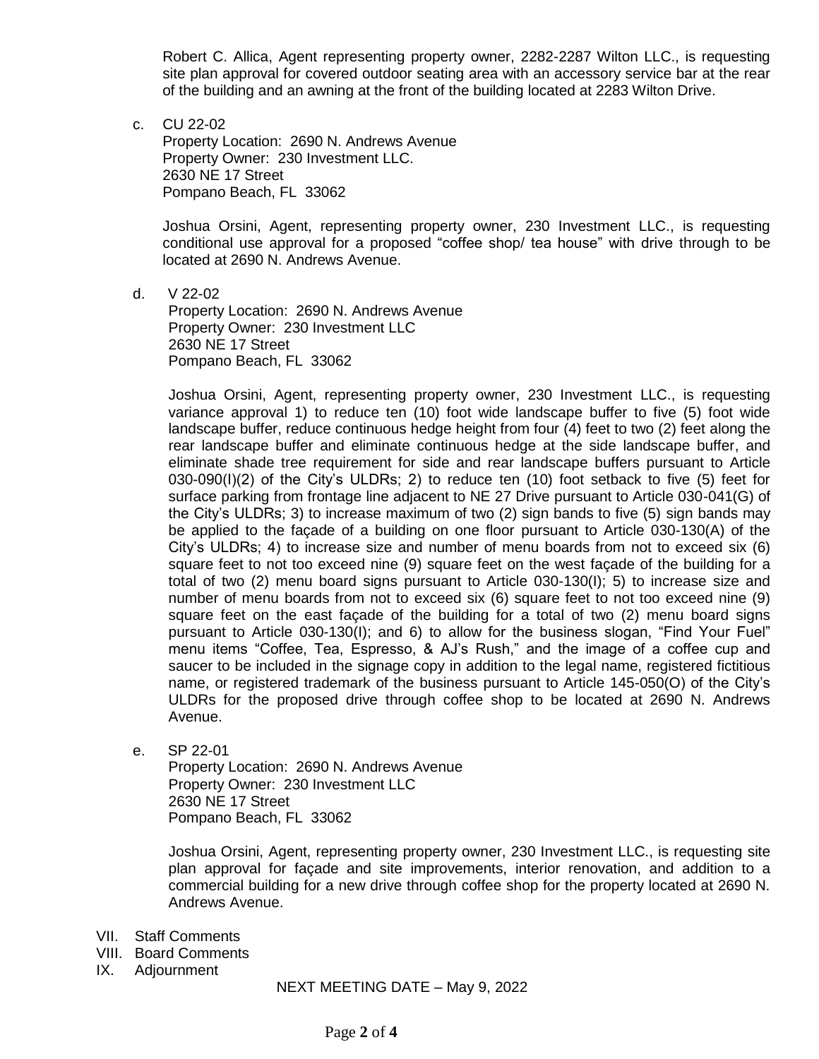Robert C. Allica, Agent representing property owner, 2282-2287 Wilton LLC., is requesting site plan approval for covered outdoor seating area with an accessory service bar at the rear of the building and an awning at the front of the building located at 2283 Wilton Drive.

c. CU 22-02
   Property Location: 2690 N. Andrews Avenue
   Property Owner: 230 Investment LLC.
   2630 NE 17 Street
   Pompano Beach, FL 33062

   Joshua Orsini, Agent, representing property owner, 230 Investment LLC., is requesting conditional use approval for a proposed "coffee shop/ tea house" with drive through to be located at 2690 N. Andrews Avenue.

d. V 22-02
   Property Location: 2690 N. Andrews Avenue
   Property Owner: 230 Investment LLC
   2630 NE 17 Street
   Pompano Beach, FL 33062

   Joshua Orsini, Agent, representing property owner, 230 Investment LLC., is requesting variance approval 1) to reduce ten (10) foot wide landscape buffer to five (5) foot wide landscape buffer, reduce continuous hedge height from four (4) feet to two (2) feet along the rear landscape buffer and eliminate continuous hedge at the side landscape buffer, and eliminate shade tree requirement for side and rear landscape buffers pursuant to Article 030-090(I)(2) of the City's ULDRs; 2) to reduce ten (10) foot setback to five (5) feet for surface parking from frontage line adjacent to NE 27 Drive pursuant to Article 030-041(G) of the City's ULDRs; 3) to increase maximum of two (2) sign bands to five (5) sign bands may be applied to the façade of a building on one floor pursuant to Article 030-130(A) of the City's ULDRs; 4) to increase size and number of menu boards from not to exceed six (6) square feet to not too exceed nine (9) square feet on the west façade of the building for a total of two (2) menu board signs pursuant to Article 030-130(I); 5) to increase size and number of menu boards from not to exceed six (6) square feet to not too exceed nine (9) square feet on the east façade of the building for a total of two (2) menu board signs pursuant to Article 030-130(I); and 6) to allow for the business slogan, "Find Your Fuel" menu items "Coffee, Tea, Espresso, & AJ's Rush," and the image of a coffee cup and saucer to be included in the signage copy in addition to the legal name, registered fictitious name, or registered trademark of the business pursuant to Article 145-050(O) of the City's ULDRs for the proposed drive through coffee shop to be located at 2690 N. Andrews Avenue.

e. SP 22-01
   Property Location: 2690 N. Andrews Avenue
   Property Owner: 230 Investment LLC
   2630 NE 17 Street
   Pompano Beach, FL 33062

   Joshua Orsini, Agent, representing property owner, 230 Investment LLC., is requesting site plan approval for façade and site improvements, interior renovation, and addition to a commercial building for a new drive through coffee shop for the property located at 2690 N. Andrews Avenue.

VII. Staff Comments
VIII. Board Comments
IX. Adjournment

NEXT MEETING DATE – May 9, 2022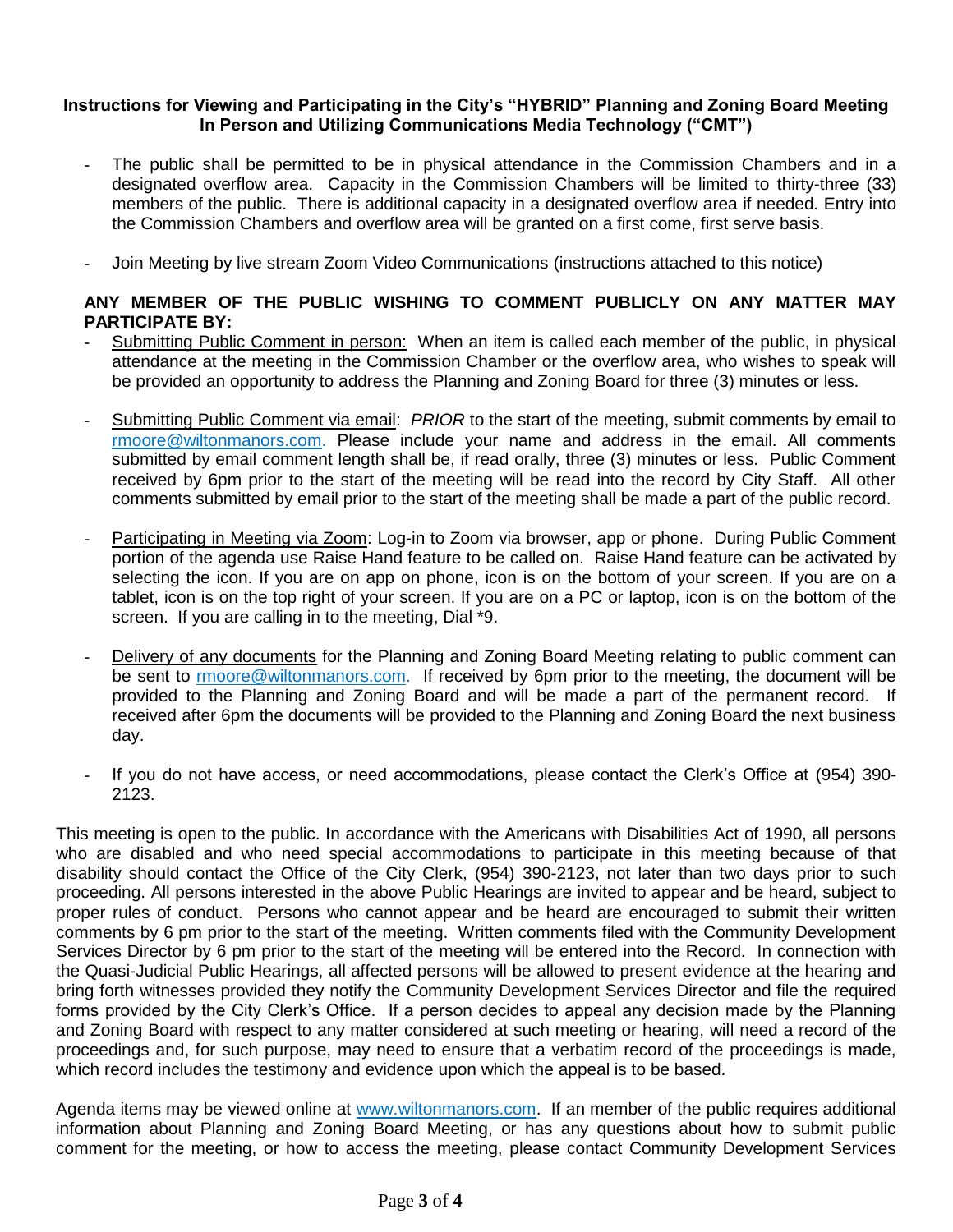**Instructions for Viewing and Participating in the City's "HYBRID" Planning and Zoning Board Meeting In Person and Utilizing Communications Media Technology ("CMT")**

- The public shall be permitted to be in physical attendance in the Commission Chambers and in a designated overflow area. Capacity in the Commission Chambers will be limited to thirty-three (33) members of the public. There is additional capacity in a designated overflow area if needed. Entry into the Commission Chambers and overflow area will be granted on a first come, first serve basis.

- Join Meeting by live stream Zoom Video Communications (instructions attached to this notice)

**ANY MEMBER OF THE PUBLIC WISHING TO COMMENT PUBLICLY ON ANY MATTER MAY PARTICIPATE BY:**

- Submitting Public Comment in person: When an item is called each member of the public, in physical attendance at the meeting in the Commission Chamber or the overflow area, who wishes to speak will be provided an opportunity to address the Planning and Zoning Board for three (3) minutes or less.

- Submitting Public Comment via email: *PRIOR* to the start of the meeting, submit comments by email to rmoore@wiltonmanors.com. Please include your name and address in the email. All comments submitted by email comment length shall be, if read orally, three (3) minutes or less. Public Comment received by 6pm prior to the start of the meeting will be read into the record by City Staff. All other comments submitted by email prior to the start of the meeting shall be made a part of the public record.

- Participating in Meeting via Zoom: Log-in to Zoom via browser, app or phone. During Public Comment portion of the agenda use Raise Hand feature to be called on. Raise Hand feature can be activated by selecting the icon. If you are on app on phone, icon is on the bottom of your screen. If you are on a tablet, icon is on the top right of your screen. If you are on a PC or laptop, icon is on the bottom of the screen. If you are calling in to the meeting, Dial *9.

- Delivery of any documents for the Planning and Zoning Board Meeting relating to public comment can be sent to rmoore@wiltonmanors.com. If received by 6pm prior to the meeting, the document will be provided to the Planning and Zoning Board and will be made a part of the permanent record. If received after 6pm the documents will be provided to the Planning and Zoning Board the next business day.

- If you do not have access, or need accommodations, please contact the Clerk's Office at (954) 390-2123.

This meeting is open to the public. In accordance with the Americans with Disabilities Act of 1990, all persons who are disabled and who need special accommodations to participate in this meeting because of that disability should contact the Office of the City Clerk, (954) 390-2123, not later than two days prior to such proceeding. All persons interested in the above Public Hearings are invited to appear and be heard, subject to proper rules of conduct. Persons who cannot appear and be heard are encouraged to submit their written comments by 6 pm prior to the start of the meeting. Written comments filed with the Community Development Services Director by 6 pm prior to the start of the meeting will be entered into the Record. In connection with the Quasi-Judicial Public Hearings, all affected persons will be allowed to present evidence at the hearing and bring forth witnesses provided they notify the Community Development Services Director and file the required forms provided by the City Clerk's Office. If a person decides to appeal any decision made by the Planning and Zoning Board with respect to any matter considered at such meeting or hearing, will need a record of the proceedings and, for such purpose, may need to ensure that a verbatim record of the proceedings is made, which record includes the testimony and evidence upon which the appeal is to be based.

Agenda items may be viewed online at www.wiltonmanors.com. If an member of the public requires additional information about Planning and Zoning Board Meeting, or has any questions about how to submit public comment for the meeting, or how to access the meeting, please contact Community Development Services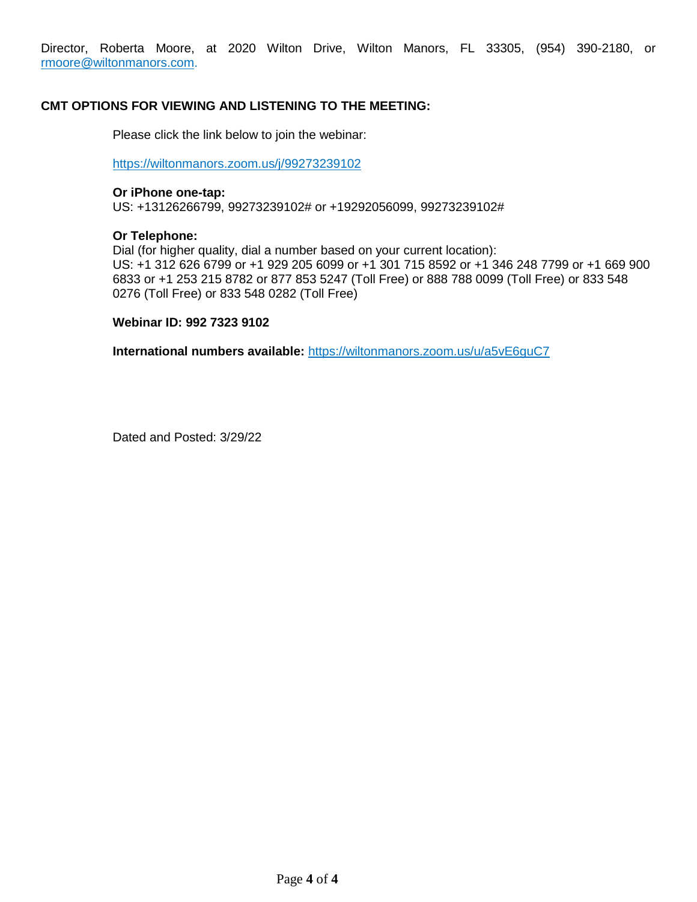Director, Roberta Moore, at 2020 Wilton Drive, Wilton Manors, FL 33305, (954) 390-2180, or rmoore@wiltonmanors.com.

**CMT OPTIONS FOR VIEWING AND LISTENING TO THE MEETING:**

Please click the link below to join the webinar:

https://wiltonmanors.zoom.us/j/99273239102

**Or iPhone one-tap:**
US: +13126266799, 99273239102# or +19292056099, 99273239102#

**Or Telephone:**
Dial (for higher quality, dial a number based on your current location):
US: +1 312 626 6799 or +1 929 205 6099 or +1 301 715 8592 or +1 346 248 7799 or +1 669 900 6833 or +1 253 215 8782 or 877 853 5247 (Toll Free) or 888 788 0099 (Toll Free) or 833 548 0276 (Toll Free) or 833 548 0282 (Toll Free)

**Webinar ID: 992 7323 9102**

**International numbers available:** https://wiltonmanors.zoom.us/u/a5vE6guC7

Dated and Posted: 3/29/22